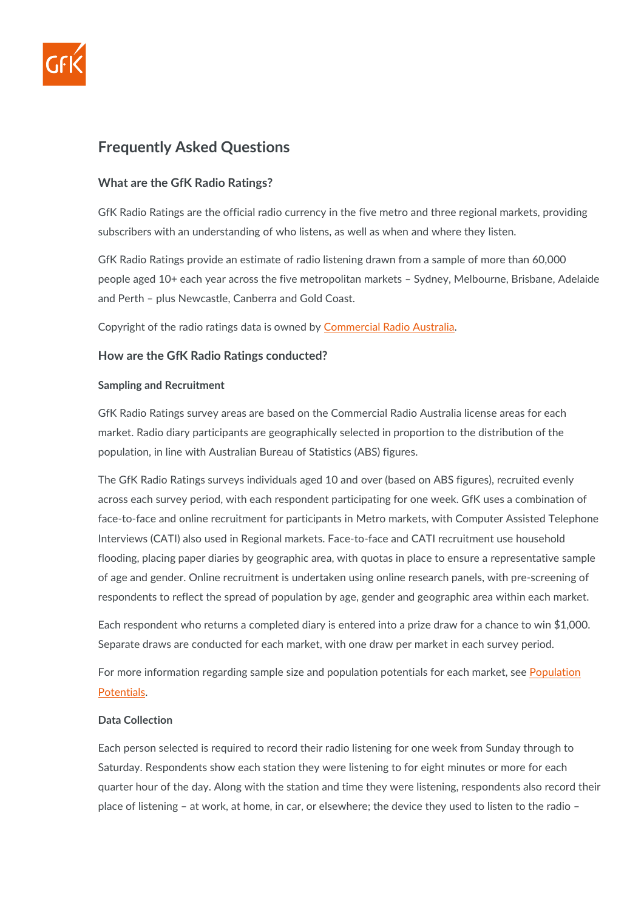# Frequently Asked Questions

## What are the GfK Radio Ratings?

GfK Radio Ratings are the official radio currency in the five metro and three regional markets, providing subscribers with an understanding of who listens, as well as when and where they listen.

GfK Radio Ratings provide an estimate of radio listening drawn from a sample of more than 60,000 people aged 10+ each year across the five metropolitan markets – Sydney, Melbourne, Brisbane, Adelaide and Perth – plus Newcastle, Canberra and Gold Coast.

Copyright of the radio ratings data is owned by Commercial Radio Australia.

## How are the GfK Radio Ratings conducted?

### Sampling and Recruitment

GfK Radio Ratings survey areas are based on the Commercial Radio Australia license areas for each market. Radio diary participants are geographically selected in proportion to the distribution of the population, in line with Australian Bureau of Statistics (ABS) figures.

The GfK Radio Ratings surveys individuals aged 10 and over (based on ABS figures), recruited evenly across each survey period, with each respondent participating for one week. GfK uses a combination of face-to-face and online recruitment for participants in Metro markets, with Computer Assisted Telephone Interviews (CATI) also used in Regional markets. Face-to-face and CATI recruitment use household flooding, placing paper diaries by geographic area, with quotas in place to ensure a representative sample of age and gender. Online recruitment is undertaken using online research panels, with pre-screening of respondents to reflect the spread of population by age, gender and geographic area within each market.

Each respondent who returns a completed diary is entered into a prize draw for a chance to win $1,000. Separate draws are conducted for each market, with one draw per market in each survey period.

For more information regarding sample size and population potentials for each market, see Population Potentials.

### Data Collection

Each person selected is required to record their radio listening for one week from Sunday through to Saturday. Respondents show each station they were listening to for eight minutes or more for each quarter hour of the day. Along with the station and time they were listening, respondents also record their place of listening – at work, at home, in car, or elsewhere; the device they used to listen to the radio –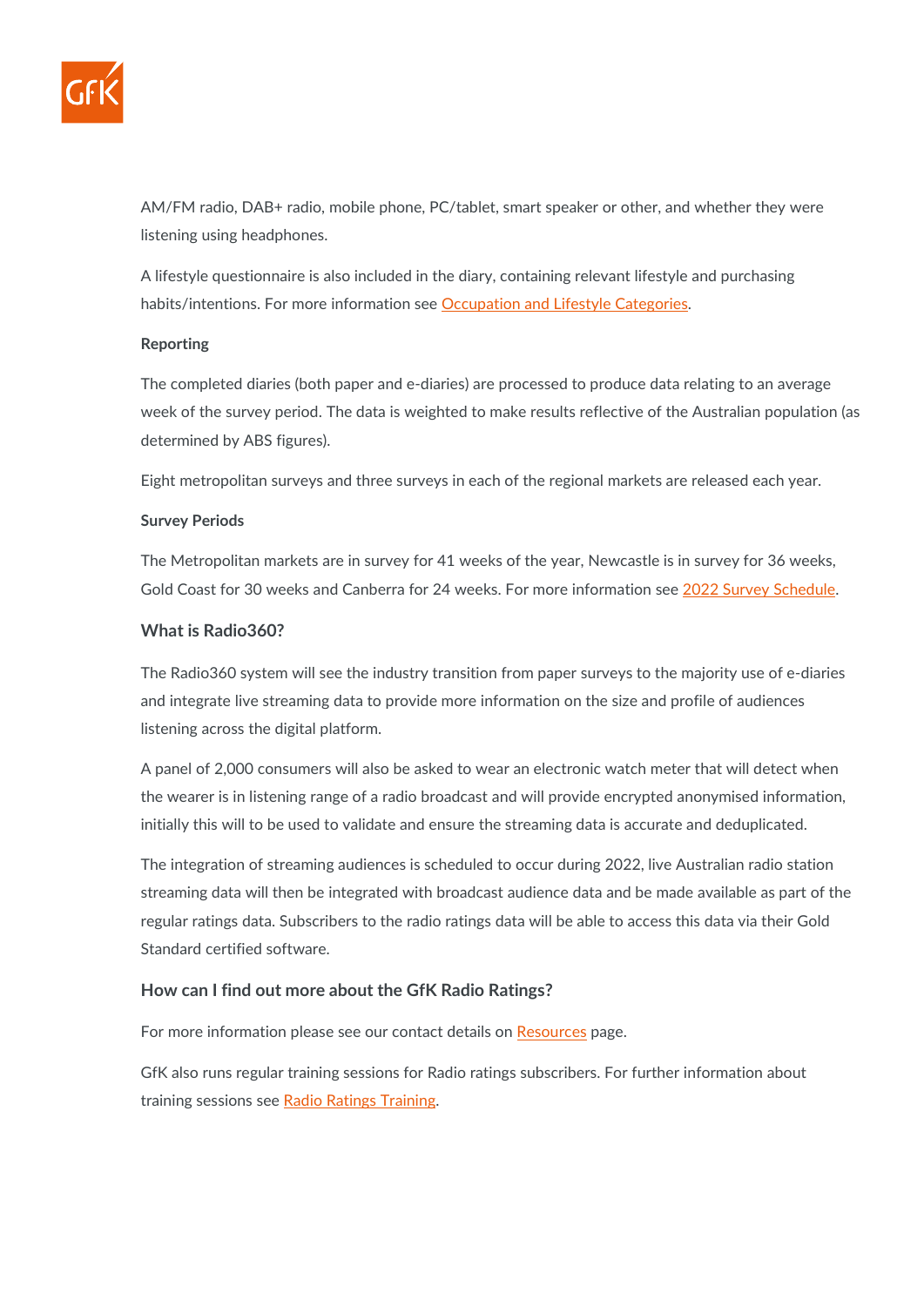AM/FM radio, DAB+ radio, mobile phone, PC/tablet, smart speaker or other, and whether they were listening using headphones.

A lifestyle questionnaire is also included in the diary, containing relevant lifestyle and purchasing habits/intentions. For more information see Occupation and Lifestyle Categories.

**Reporting**

The completed diaries (both paper and e-diaries) are processed to produce data relating to an average week of the survey period. The data is weighted to make results reflective of the Australian population (as determined by ABS figures).

Eight metropolitan surveys and three surveys in each of the regional markets are released each year.

**Survey Periods**

The Metropolitan markets are in survey for 41 weeks of the year, Newcastle is in survey for 36 weeks, Gold Coast for 30 weeks and Canberra for 24 weeks. For more information see 2022 Survey Schedule.

## What is Radio360?

The Radio360 system will see the industry transition from paper surveys to the majority use of e-diaries and integrate live streaming data to provide more information on the size and profile of audiences listening across the digital platform.

A panel of 2,000 consumers will also be asked to wear an electronic watch meter that will detect when the wearer is in listening range of a radio broadcast and will provide encrypted anonymised information, initially this will to be used to validate and ensure the streaming data is accurate and deduplicated.

The integration of streaming audiences is scheduled to occur during 2022, live Australian radio station streaming data will then be integrated with broadcast audience data and be made available as part of the regular ratings data. Subscribers to the radio ratings data will be able to access this data via their Gold Standard certified software.

## How can I find out more about the GfK Radio Ratings?

For more information please see our contact details on Resources page.

GfK also runs regular training sessions for Radio ratings subscribers. For further information about training sessions see Radio Ratings Training.